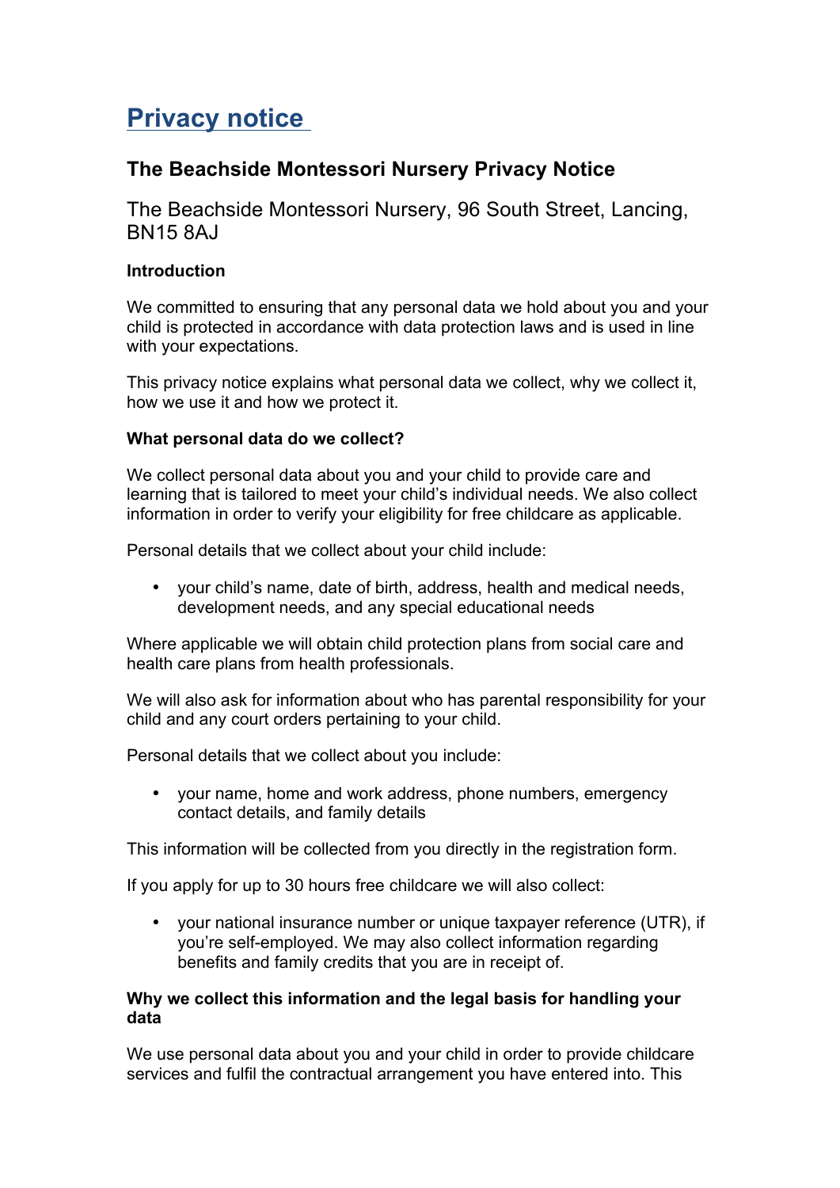# Privacy notice

## The Beachside Montessori Nursery Privacy Notice

The Beachside Montessori Nursery, 96 South Street, Lancing, BN15 8AJ

**Introduction**

We committed to ensuring that any personal data we hold about you and your child is protected in accordance with data protection laws and is used in line with your expectations.

This privacy notice explains what personal data we collect, why we collect it, how we use it and how we protect it.

**What personal data do we collect?**

We collect personal data about you and your child to provide care and learning that is tailored to meet your child's individual needs. We also collect information in order to verify your eligibility for free childcare as applicable.

Personal details that we collect about your child include:

- your child's name, date of birth, address, health and medical needs, development needs, and any special educational needs

Where applicable we will obtain child protection plans from social care and health care plans from health professionals.

We will also ask for information about who has parental responsibility for your child and any court orders pertaining to your child.

Personal details that we collect about you include:

- your name, home and work address, phone numbers, emergency contact details, and family details

This information will be collected from you directly in the registration form.

If you apply for up to 30 hours free childcare we will also collect:

- your national insurance number or unique taxpayer reference (UTR), if you're self-employed. We may also collect information regarding benefits and family credits that you are in receipt of.

**Why we collect this information and the legal basis for handling your data**

We use personal data about you and your child in order to provide childcare services and fulfil the contractual arrangement you have entered into. This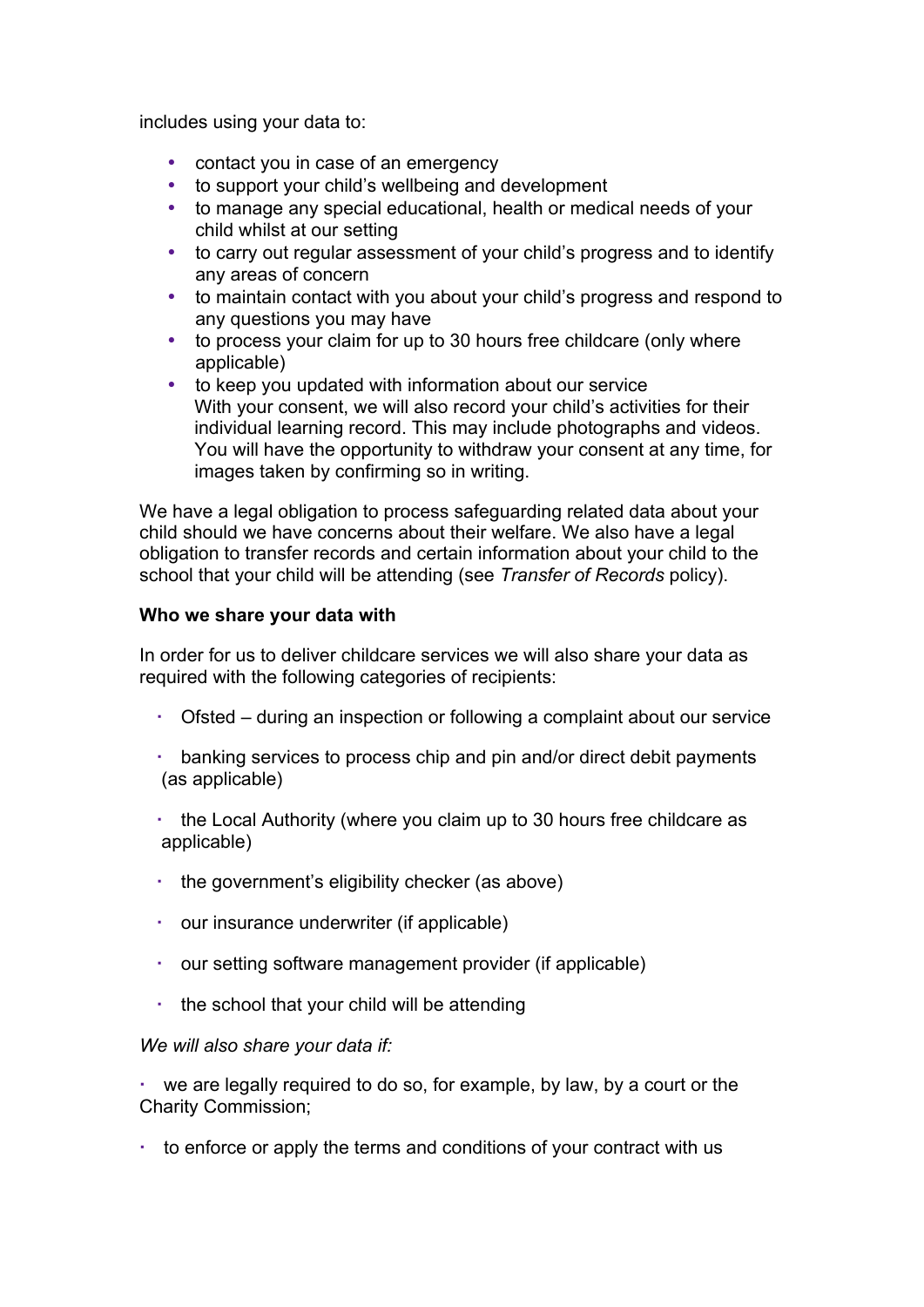includes using your data to:

- contact you in case of an emergency
- to support your child's wellbeing and development
- to manage any special educational, health or medical needs of your child whilst at our setting
- to carry out regular assessment of your child's progress and to identify any areas of concern
- to maintain contact with you about your child's progress and respond to any questions you may have
- to process your claim for up to 30 hours free childcare (only where applicable)
- to keep you updated with information about our service
  With your consent, we will also record your child's activities for their individual learning record. This may include photographs and videos. You will have the opportunity to withdraw your consent at any time, for images taken by confirming so in writing.

We have a legal obligation to process safeguarding related data about your child should we have concerns about their welfare. We also have a legal obligation to transfer records and certain information about your child to the school that your child will be attending (see *Transfer of Records* policy).

**Who we share your data with**

In order for us to deliver childcare services we will also share your data as required with the following categories of recipients:

- Ofsted – during an inspection or following a complaint about our service
- banking services to process chip and pin and/or direct debit payments (as applicable)
- the Local Authority (where you claim up to 30 hours free childcare as applicable)
- the government's eligibility checker (as above)
- our insurance underwriter (if applicable)
- our setting software management provider (if applicable)
- the school that your child will be attending

*We will also share your data if:*

- we are legally required to do so, for example, by law, by a court or the Charity Commission;
- to enforce or apply the terms and conditions of your contract with us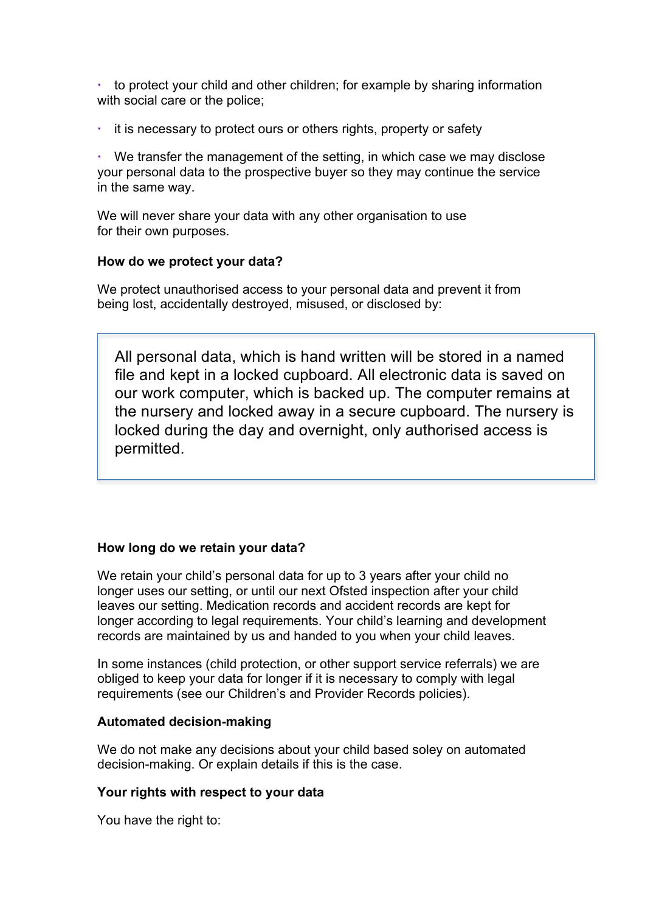- to protect your child and other children; for example by sharing information with social care or the police;
- it is necessary to protect ours or others rights, property or safety
- We transfer the management of the setting, in which case we may disclose your personal data to the prospective buyer so they may continue the service in the same way.

We will never share your data with any other organisation to use for their own purposes.

**How do we protect your data?**

We protect unauthorised access to your personal data and prevent it from being lost, accidentally destroyed, misused, or disclosed by:

> All personal data, which is hand written will be stored in a named file and kept in a locked cupboard. All electronic data is saved on our work computer, which is backed up. The computer remains at the nursery and locked away in a secure cupboard. The nursery is locked during the day and overnight, only authorised access is permitted.

**How long do we retain your data?**

We retain your child's personal data for up to 3 years after your child no longer uses our setting, or until our next Ofsted inspection after your child leaves our setting. Medication records and accident records are kept for longer according to legal requirements. Your child's learning and development records are maintained by us and handed to you when your child leaves.

In some instances (child protection, or other support service referrals) we are obliged to keep your data for longer if it is necessary to comply with legal requirements (see our Children's and Provider Records policies).

**Automated decision-making**

We do not make any decisions about your child based soley on automated decision-making. Or explain details if this is the case.

**Your rights with respect to your data**

You have the right to: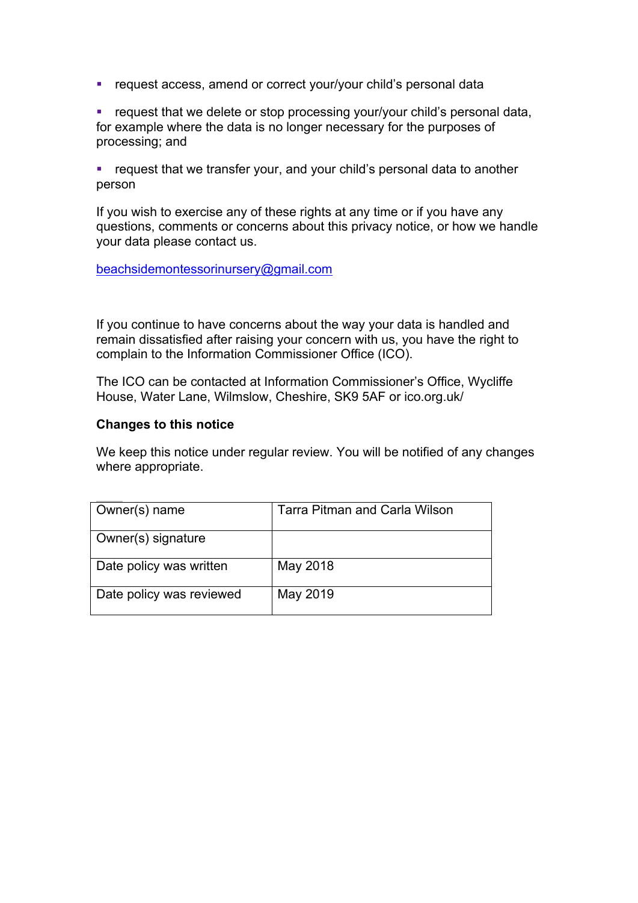- request access, amend or correct your/your child's personal data

- request that we delete or stop processing your/your child's personal data, for example where the data is no longer necessary for the purposes of processing; and

- request that we transfer your, and your child's personal data to another person

If you wish to exercise any of these rights at any time or if you have any questions, comments or concerns about this privacy notice, or how we handle your data please contact us.

beachsidemontessorinursery@gmail.com

If you continue to have concerns about the way your data is handled and remain dissatisfied after raising your concern with us, you have the right to complain to the Information Commissioner Office (ICO).

The ICO can be contacted at Information Commissioner's Office, Wycliffe House, Water Lane, Wilmslow, Cheshire, SK9 5AF or ico.org.uk/

**Changes to this notice**

We keep this notice under regular review. You will be notified of any changes where appropriate.

| | |
|---|---|
| Owner(s) name | Tarra Pitman and Carla Wilson |
| Owner(s) signature | |
| Date policy was written | May 2018 |
| Date policy was reviewed | May 2019 |